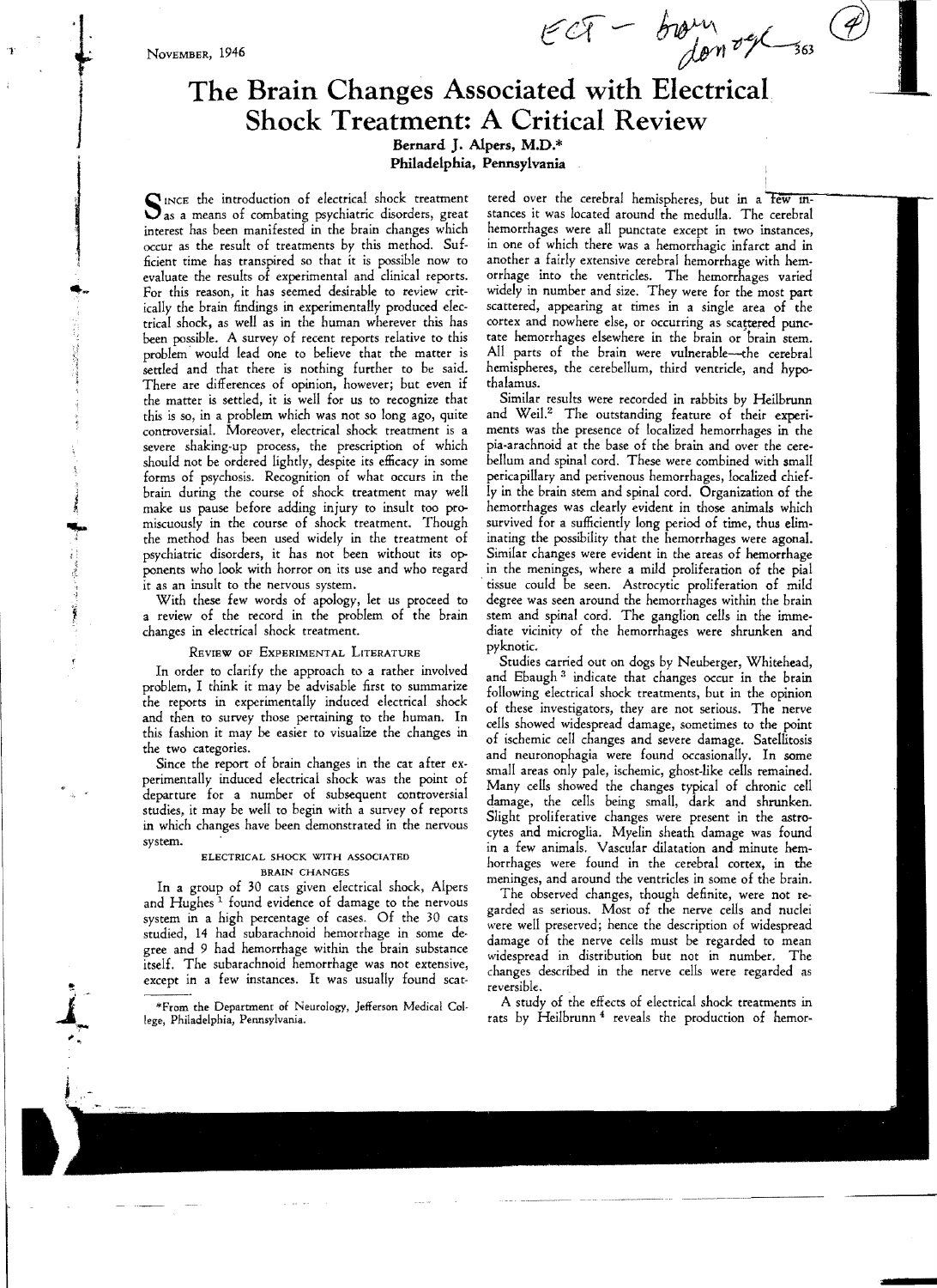# The Brain Changes Associated with Electrical Shock Treatment: A Critical Review

**Bernard J. Alpers, M.D.***
**Philadelphia, Pennsylvania**

Since the introduction of electrical shock treatment as a means of combating psychiatric disorders, great interest has been manifested in the brain changes which occur as the result of treatments by this method. Sufficient time has transpired so that it is possible now to evaluate the results of experimental and clinical reports. For this reason, it has seemed desirable to review critically the brain findings in experimentally produced electrical shock, as well as in the human wherever this has been possible. A survey of recent reports relative to this problem would lead one to believe that the matter is settled and that there is nothing further to be said. There are differences of opinion, however; but even if the matter is settled, it is well for us to recognize that this is so, in a problem which was not so long ago, quite controversial. Moreover, electrical shock treatment is a severe shaking-up process, the prescription of which should not be ordered lightly, despite its efficacy in some forms of psychosis. Recognition of what occurs in the brain during the course of shock treatment may well make us pause before adding injury to insult too promiscuously in the course of shock treatment. Though the method has been used widely in the treatment of psychiatric disorders, it has not been without its opponents who look with horror on its use and who regard it as an insult to the nervous system.

With these few words of apology, let us proceed to a review of the record in the problem of the brain changes in electrical shock treatment.

## Review of Experimental Literature

In order to clarify the approach to a rather involved problem, I think it may be advisable first to summarize the reports in experimentally induced electrical shock and then to survey those pertaining to the human. In this fashion it may be easier to visualize the changes in the two categories.

Since the report of brain changes in the cat after experimentally induced electrical shock was the point of departure for a number of subsequent controversial studies, it may be well to begin with a survey of reports in which changes have been demonstrated in the nervous system.

### Electrical Shock with Associated Brain Changes

In a group of 30 cats given electrical shock, Alpers and Hughes [1] found evidence of damage to the nervous system in a high percentage of cases. Of the 30 cats studied, 14 had subarachnoid hemorrhage in some degree and 9 had hemorrhage within the brain substance itself. The subarachnoid hemorrhage was not extensive, except in a few instances. It was usually found scattered over the cerebral hemispheres, but in a few instances it was located around the medulla. The cerebral hemorrhages were all punctate except in two instances, in one of which there was a hemorrhagic infarct and in another a fairly extensive cerebral hemorrhage with hemorrhage into the ventricles. The hemorrhages varied widely in number and size. They were for the most part scattered, appearing at times in a single area of the cortex and nowhere else, or occurring as scattered punctate hemorrhages elsewhere in the brain or brain stem. All parts of the brain were vulnerable—the cerebral hemispheres, the cerebellum, third ventricle, and hypothalamus.

Similar results were recorded in rabbits by Heilbrunn and Weil.[2] The outstanding feature of their experiments was the presence of localized hemorrhages in the pia-arachnoid at the base of the brain and over the cerebellum and spinal cord. These were combined with small pericapillary and perivenous hemorrhages, localized chiefly in the brain stem and spinal cord. Organization of the hemorrhages was clearly evident in those animals which survived for a sufficiently long period of time, thus eliminating the possibility that the hemorrhages were agonal. Similar changes were evident in the areas of hemorrhage in the meninges, where a mild proliferation of the pial tissue could be seen. Astrocytic proliferation of mild degree was seen around the hemorrhages within the brain stem and spinal cord. The ganglion cells in the immediate vicinity of the hemorrhages were shrunken and pyknotic.

Studies carried out on dogs by Neuberger, Whitehead, and Ebaugh [3] indicate that changes occur in the brain following electrical shock treatments, but in the opinion of these investigators, they are not serious. The nerve cells showed widespread damage, sometimes to the point of ischemic cell changes and severe damage. Satellitosis and neuronophagia were found occasionally. In some small areas only pale, ischemic, ghost-like cells remained. Many cells showed the changes typical of chronic cell damage, the cells being small, dark and shrunken. Slight proliferative changes were present in the astrocytes and microglia. Myelin sheath damage was found in a few animals. Vascular dilatation and minute hemhorrhages were found in the cerebral cortex, in the meninges, and around the ventricles in some of the brain.

The observed changes, though definite, were not regarded as serious. Most of the nerve cells and nuclei were well preserved; hence the description of widespread damage of the nerve cells must be regarded to mean widespread in distribution but not in number. The changes described in the nerve cells were regarded as reversible.

A study of the effects of electrical shock treatments in rats by Heilbrunn [4] reveals the production of hemor-

*From the Department of Neurology, Jefferson Medical College, Philadelphia, Pennsylvania.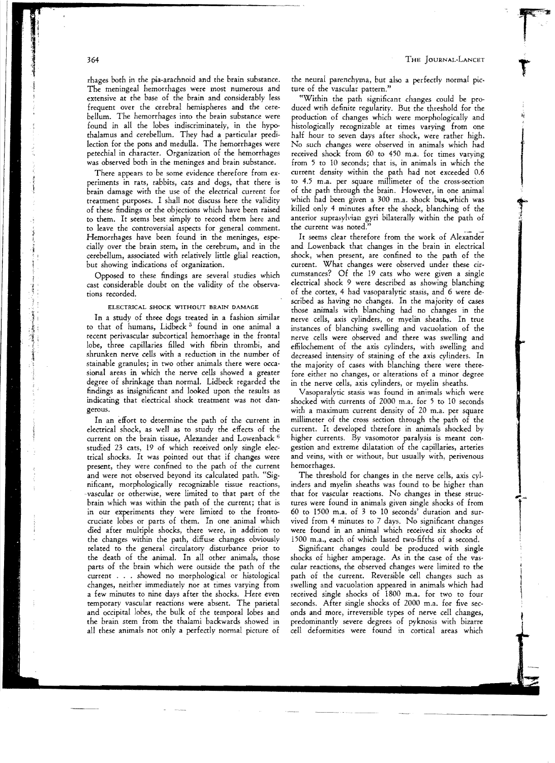rhages both in the pia-arachnoid and the brain substance. The meningeal hemorrhages were most numerous and extensive at the base of the brain and considerably less frequent over the cerebral hemispheres and the cerebellum. The hemorrhages into the brain substance were found in all the lobes indiscriminately, in the hypothalamus and cerebellum. They had a particular predilection for the pons and medulla. The hemorrhages were petechial in character. Organization of the hemorrhages was observed both in the meninges and brain substance.

There appears to be some evidence therefore from experiments in rats, rabbits, cats and dogs, that there is brain damage with the use of the electrical current for treatment purposes. I shall not discuss here the validity of these findings or the objections which have been raised to them. It seems best simply to record them here and to leave the controversial aspects for general comment. Hemorrhages have been found in the meninges, especially over the brain stem, in the cerebrum, and in the cerebellum, associated with relatively little glial reaction, but showing indications of organization.

Opposed to these findings are several studies which cast considerable doubt on the validity of the observations recorded.

### ELECTRICAL SHOCK WITHOUT BRAIN DAMAGE

In a study of three dogs treated in a fashion similar to that of humans, Lidbeck [5] found in one animal a recent perivascular subcortical hemorrhage in the frontal lobe, three capillaries filled with fibrin thrombi, and shrunken nerve cells with a reduction in the number of stainable granules; in two other animals there were occasional areas in which the nerve cells showed a greater degree of shrinkage than normal. Lidbeck regarded the findings as insignificant and looked upon the results as indicating that electrical shock treatment was not dangerous.

In an effort to determine the path of the current in electrical shock, as well as to study the effects of the current on the brain tissue, Alexander and Lowenback [6] studied 23 cats, 19 of which received only single electrical shocks. It was pointed out that if changes were present, they were confined to the path of the current and were not observed beyond its calculated path. "Significant, morphologically recognizable tissue reactions, vascular or otherwise, were limited to that part of the brain which was within the path of the current; that is in our experiments they were limited to the frontocruciate lobes or parts of them. In one animal which died after multiple shocks, there were, in addition to the changes within the path, diffuse changes obviously related to the general circulatory disturbance prior to the death of the animal. In all other animals, those parts of the brain which were outside the path of the current . . . showed no morphological or histological changes, neither immediately nor at times varying from a few minutes to nine days after the shocks. Here even temporary vascular reactions were absent. The parietal and occipital lobes, the bulk of the temporal lobes and the brain stem from the thalami backwards showed in all these animals not only a perfectly normal picture of the neural parenchyma, but also a perfectly normal picture of the vascular pattern."

"Within the path significant changes could be produced with definite regularity. But the threshold for the production of changes which were morphologically and histologically recognizable at times varying from one half hour to seven days after shock, were rather high. No such changes were observed in animals which had received shock from 60 to 450 m.a. for times varying from 5 to 10 seconds; that is, in animals in which the current density within the path had not exceeded 0.6 to 4.5 m.a. per square millimeter of the cross-section of the path through the brain. However, in one animal which had been given a 300 m.a. shock but which was killed only 4 minutes after the shock, blanching of the anterior suprasylvian gyri bilaterally within the path of the current was noted."

It seems clear therefore from the work of Alexander and Lowenback that changes in the brain in electrical shock, when present, are confined to the path of the current. What changes were observed under these circumstances? Of the 19 cats who were given a single electrical shock 9 were described as showing blanching of the cortex, 4 had vasoparalytic stasis, and 6 were described as having no changes. In the majority of cases those animals with blanching had no changes in the nerve cells, axis cylinders, or myelin sheaths. In true instances of blanching swelling and vacuolation of the nerve cells were observed and there was swelling and effilochement of the axis cylinders, with swelling and decreased intensity of staining of the axis cylinders. In the majority of cases with blanching there were therefore either no changes, or alterations of a minor degree in the nerve cells, axis cylinders, or myelin sheaths.

Vasoparalytic stasis was found in animals which were shocked with currents of 2000 m.a. for 5 to 10 seconds with a maximum current density of 20 m.a. per square millimeter of the cross section through the path of the current. It developed therefore in animals shocked by higher currents. By vasomotor paralysis is meant congestion and extreme dilatation of the capillaries, arteries and veins, with or without, but usually with, perivenous hemorrhages.

The threshold for changes in the nerve cells, axis cylinders and myelin sheaths was found to be higher than that for vascular reactions. No changes in these structures were found in animals given single shocks of from 60 to 1500 m.a. of 3 to 10 seconds' duration and survived from 4 minutes to 7 days. No significant changes were found in an animal which received six shocks of 1500 m.a., each of which lasted two-fifths of a second.

Significant changes could be produced with single shocks of higher amperage. As in the case of the vascular reactions, the observed changes were limited to the path of the current. Reversible cell changes such as swelling and vacuolation appeared in animals which had received single shocks of 1800 m.a. for two to four seconds. After single shocks of 2000 m.a. for five seconds and more, irreversible types of nerve cell changes, predominantly severe degrees of pyknosis with bizarre cell deformities were found in cortical areas which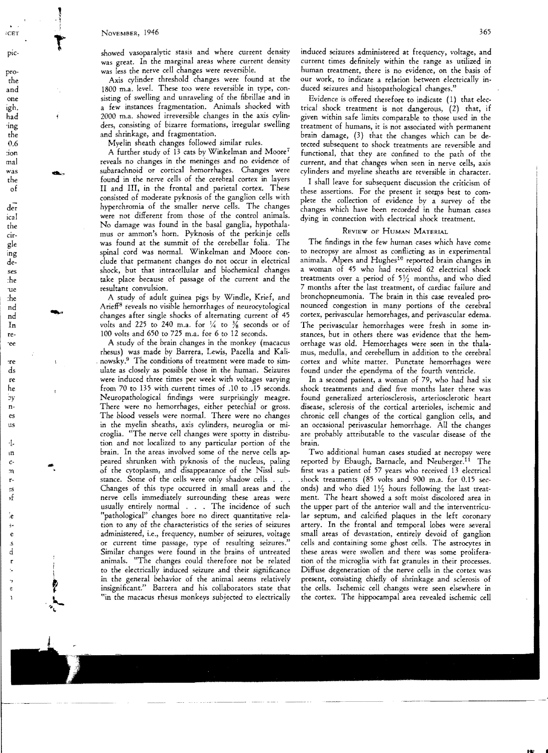showed vasoparalytic stasis and where current density was great. In the marginal areas where current density was less the nerve cell changes were reversible.

Axis cylinder threshold changes were found at the 1800 m.a. level. These too were reversible in type, consisting of swelling and unraveling of the fibrillae and in a few instances fragmentation. Animals shocked with 2000 m.a. showed irreversible changes in the axis cylinders, consisting of bizarre formations, irregular swelling and shrinkage, and fragmentation.

Myelin sheath changes followed similar rules.

A further study of 13 cats by Winkelman and Moore[7] reveals no changes in the meninges and no evidence of subarachnoid or cortical hemorrhages. Changes were found in the nerve cells of the cerebral cortex in layers II and III, in the frontal and parietal cortex. These consisted of moderate pyknosis of the ganglion cells with hyperchromia of the smaller nerve cells. The changes were not different from those of the control animals. No damage was found in the basal ganglia, hypothalamus or ammon's horn. Pyknosis of the perkinje cells was found at the summit of the cerebellar folia. The spinal cord was normal. Winkelman and Moore conclude that permanent changes do not occur in electrical shock, but that intracellular and biochemical changes take place because of passage of the current and the resultant convulsion.

A study of adult guinea pigs by Windle, Krief, and Arieff[8] reveals no visible hemorrhages of neurocytological changes after single shocks of alternating current of 45 volts and 225 to 240 m.a. for ¼ to ⅜ seconds or of 100 volts and 650 to 725 m.a. for 6 to 12 seconds.

A study of the brain changes in the monkey (macacus rhesus) was made by Barrera, Lewis, Pacella and Kalinowsky.[9] The conditions of treatment were made to simulate as closely as possible those in the human. Seizures were induced three times per week with voltages varying from 70 to 135 with current times of .10 to .15 seconds. Neuropathological findings were surprisingly meagre. There were no hemorrhages, either petechial or gross. The blood vessels were normal. There were no changes in the myelin sheaths, axis cylinders, neuroglia or microglia. "The nerve cell changes were spotty in distribution and not localized to any particular portion of the brain. In the areas involved some of the nerve cells appeared shrunken with pyknosis of the nucleus, paling of the cytoplasm, and disappearance of the Nissl substance. Some of the cells were only shadow cells . . . Changes of this type occurred in small areas and the nerve cells immediately surrounding these areas were usually entirely normal . . . The incidence of such "pathological" changes bore no direct quantitative relation to any of the characteristics of the series of seizures administered, i.e., frequency, number of seizures, voltage or current time passage, type of resulting seizures." Similar changes were found in the brains of untreated animals. "The changes could therefore not be related to the electrically induced seizure and their significance in the general behavior of the animal seems relatively insignificant." Barrera and his collaborators state that "in the macacus rhesus monkeys subjected to electrically induced seizures administered at frequency, voltage, and current times definitely within the range as utilized in human treatment, there is no evidence, on the basis of our work, to indicate a relation between electrically induced seizures and histopathological changes."

Evidence is offered therefore to indicate (1) that electrical shock treatment is not dangerous, (2) that, if given within safe limits comparable to those used in the treatment of humans, it is not associated with permanent brain damage, (3) that the changes which can be detected subsequent to shock treatments are reversible and functional, that they are confined to the path of the current, and that changes when seen in nerve cells, axis cylinders and myeline sheaths are reversible in character.

I shall leave for subsequent discussion the criticism of these assertions. For the present it seems best to complete the collection of evidence by a survey of the changes which have been recorded in the human cases dying in connection with electrical shock treatment.

## Review of Human Material

The findings in the few human cases which have come to necropsy are almost as conflicting as in experimental animals. Alpers and Hughes[10] reported brain changes in a woman of 45 who had received 62 electrical shock treatments over a period of 5½ months, and who died 7 months after the last treatment, of cardiac failure and bronchopneumonia. The brain in this case revealed pronounced congestion in many portions of the cerebral cortex, perivascular hemorrhages, and perivascular edema. The perivascular hemorrhages were fresh in some instances, but in others there was evidence that the hemorrhage was old. Hemorrhages were seen in the thalamus, medulla, and cerebellum in addition to the cerebral cortex and white matter. Punctate hemorrhages were found under the ependyma of the fourth ventricle.

In a second patient, a woman of 79, who had had six shock treatments and died five months later there was found generalized arteriosclerosis, arteriosclerotic heart disease, sclerosis of the cortical arterioles, ischemic and chronic cell changes of the cortical ganglion cells, and an occasional perivascular hemorrhage. All the changes are probably attributable to the vascular disease of the brain.

Two additional human cases studied at necropsy were reported by Ebaugh, Barnacle, and Neuberger.[11] The first was a patient of 57 years who received 13 electrical shock treatments (85 volts and 900 m.a. for 0.15 seconds) and who died 1½ hours following the last treatment. The heart showed a soft moist discolored area in the upper part of the anterior wall and the interventricular septum, and calcified plaques in the left coronary artery. In the frontal and temporal lobes were several small areas of devastation, entirely devoid of ganglion cells and containing some ghost cells. The astrocytes in these areas were swollen and there was some proliferation of the microglia with fat granules in their processes. Diffuse degeneration of the nerve cells in the cortex was present, consisting chiefly of shrinkage and sclerosis of the cells. Ischemic cell changes were seen elsewhere in the cortex. The hippocampal area revealed ischemic cell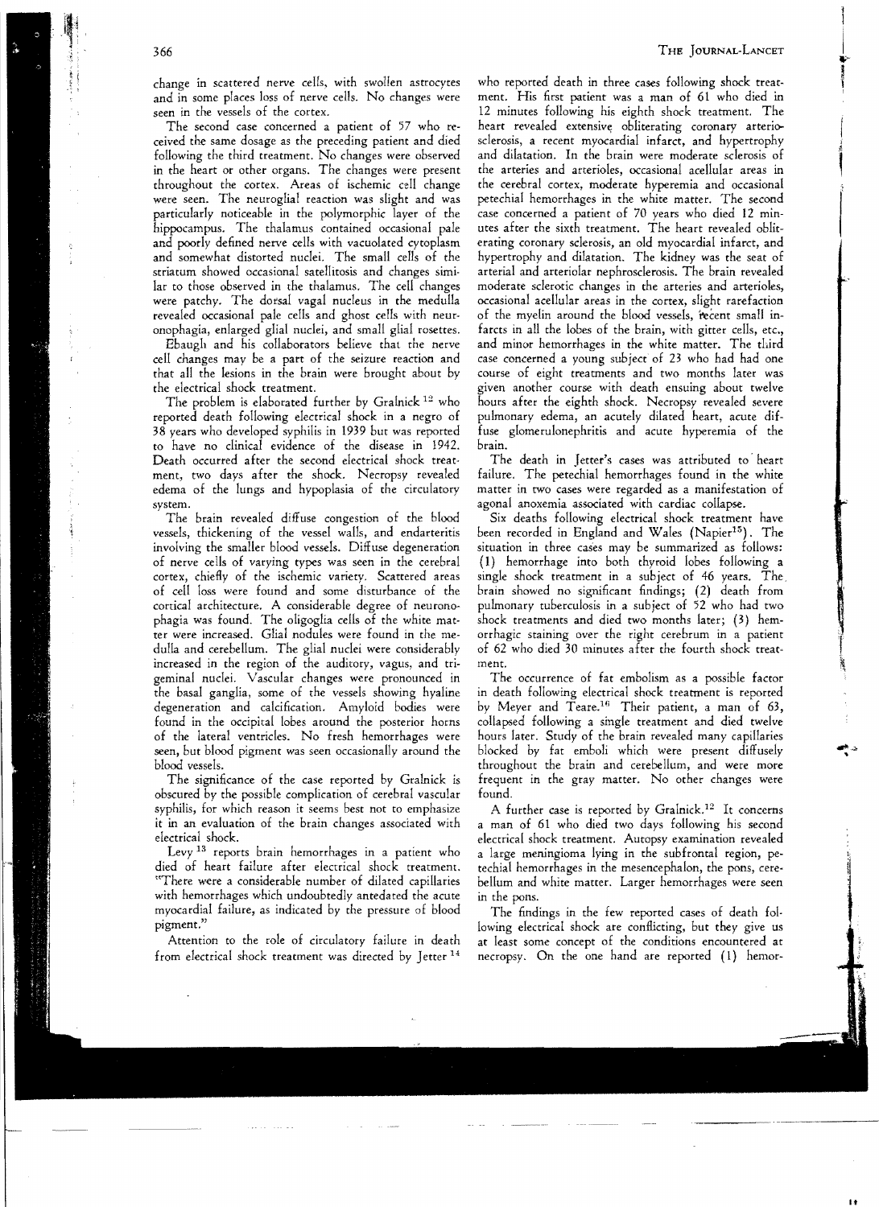change in scattered nerve cells, with swollen astrocytes and in some places loss of nerve cells. No changes were seen in the vessels of the cortex.

The second case concerned a patient of 57 who received the same dosage as the preceding patient and died following the third treatment. No changes were observed in the heart or other organs. The changes were present throughout the cortex. Areas of ischemic cell change were seen. The neuroglial reaction was slight and was particularly noticeable in the polymorphic layer of the hippocampus. The thalamus contained occasional pale and poorly defined nerve cells with vacuolated cytoplasm and somewhat distorted nuclei. The small cells of the striatum showed occasional satellitosis and changes similar to those observed in the thalamus. The cell changes were patchy. The dorsal vagal nucleus in the medulla revealed occasional pale cells and ghost cells with neuronophagia, enlarged glial nuclei, and small glial rosettes.

Ebaugh and his collaborators believe that the nerve cell changes may be a part of the seizure reaction and that all the lesions in the brain were brought about by the electrical shock treatment.

The problem is elaborated further by Gralnick [12] who reported death following electrical shock in a negro of 38 years who developed syphilis in 1939 but was reported to have no clinical evidence of the disease in 1942. Death occurred after the second electrical shock treatment, two days after the shock. Necropsy revealed edema of the lungs and hypoplasia of the circulatory system.

The brain revealed diffuse congestion of the blood vessels, thickening of the vessel walls, and endarteritis involving the smaller blood vessels. Diffuse degeneration of nerve cells of varying types was seen in the cerebral cortex, chiefly of the ischemic variety. Scattered areas of cell loss were found and some disturbance of the cortical architecture. A considerable degree of neuronophagia was found. The oligoglia cells of the white matter were increased. Glial nodules were found in the medulla and cerebellum. The glial nuclei were considerably increased in the region of the auditory, vagus, and trigeminal nuclei. Vascular changes were pronounced in the basal ganglia, some of the vessels showing hyaline degeneration and calcification. Amyloid bodies were found in the occipital lobes around the posterior horns of the lateral ventricles. No fresh hemorrhages were seen, but blood pigment was seen occasionally around the blood vessels.

The significance of the case reported by Gralnick is obscured by the possible complication of cerebral vascular syphilis, for which reason it seems best not to emphasize it in an evaluation of the brain changes associated with electrical shock.

Levy [13] reports brain hemorrhages in a patient who died of heart failure after electrical shock treatment. "There were a considerable number of dilated capillaries with hemorrhages which undoubtedly antedated the acute myocardial failure, as indicated by the pressure of blood pigment."

Attention to the role of circulatory failure in death from electrical shock treatment was directed by Jetter [14] who reported death in three cases following shock treatment. His first patient was a man of 61 who died in 12 minutes following his eighth shock treatment. The heart revealed extensive obliterating coronary arteriosclerosis, a recent myocardial infarct, and hypertrophy and dilatation. In the brain were moderate sclerosis of the arteries and arterioles, occasional acellular areas in the cerebral cortex, moderate hyperemia and occasional petechial hemorrhages in the white matter. The second case concerned a patient of 70 years who died 12 minutes after the sixth treatment. The heart revealed obliterating coronary sclerosis, an old myocardial infarct, and hypertrophy and dilatation. The kidney was the seat of arterial and arteriolar nephrosclerosis. The brain revealed moderate sclerotic changes in the arteries and arterioles, occasional acellular areas in the cortex, slight rarefaction of the myelin around the blood vessels, recent small infarcts in all the lobes of the brain, with gitter cells, etc., and minor hemorrhages in the white matter. The third case concerned a young subject of 23 who had had one course of eight treatments and two months later was given another course with death ensuing about twelve hours after the eighth shock. Necropsy revealed severe pulmonary edema, an acutely dilated heart, acute diffuse glomerulonephritis and acute hyperemia of the brain.

The death in Jetter's cases was attributed to heart failure. The petechial hemorrhages found in the white matter in two cases were regarded as a manifestation of agonal anoxemia associated with cardiac collapse.

Six deaths following electrical shock treatment have been recorded in England and Wales (Napier[15]). The situation in three cases may be summarized as follows: (1) hemorrhage into both thyroid lobes following a single shock treatment in a subject of 46 years. The brain showed no significant findings; (2) death from pulmonary tuberculosis in a subject of 52 who had two shock treatments and died two months later; (3) hemorrhagic staining over the right cerebrum in a patient of 62 who died 30 minutes after the fourth shock treatment.

The occurrence of fat embolism as a possible factor in death following electrical shock treatment is reported by Meyer and Teare.[16] Their patient, a man of 63, collapsed following a single treatment and died twelve hours later. Study of the brain revealed many capillaries blocked by fat emboli which were present diffusely throughout the brain and cerebellum, and were more frequent in the gray matter. No other changes were found.

A further case is reported by Gralnick.[12] It concerns a man of 61 who died two days following his second electrical shock treatment. Autopsy examination revealed a large meningioma lying in the subfrontal region, petechial hemorrhages in the mesencephalon, the pons, cerebellum and white matter. Larger hemorrhages were seen in the pons.

The findings in the few reported cases of death following electrical shock are conflicting, but they give us at least some concept of the conditions encountered at necropsy. On the one hand are reported (1) hemor-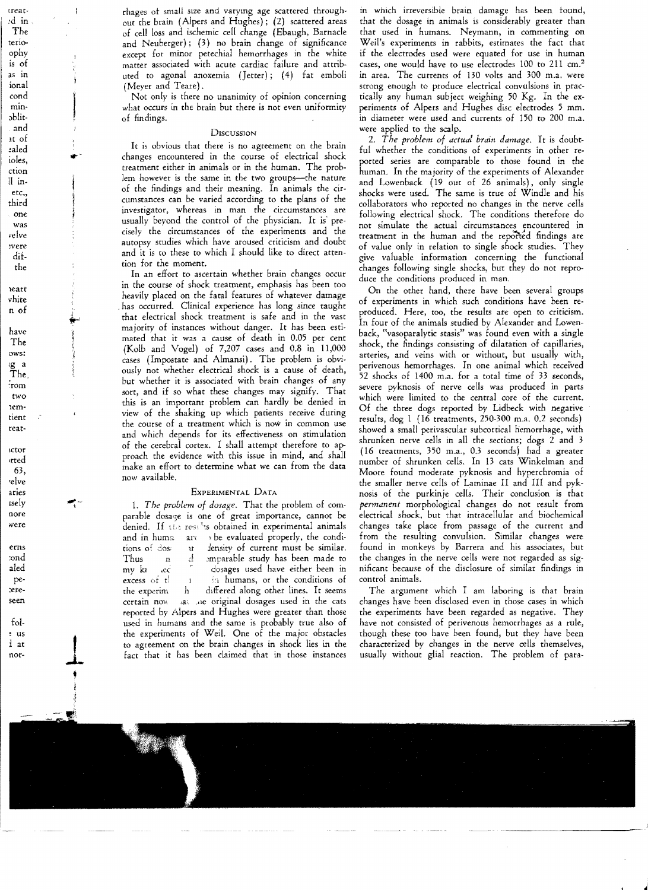rhages of small size and varying age scattered throughout the brain (Alpers and Hughes); (2) scattered areas of cell loss and ischemic cell change (Ebaugh, Barnacle and Neuberger); (3) no brain change of significance except for minor petechial hemorrhages in the white matter associated with acute cardiac failure and attributed to agonal anoxemia (Jetter); (4) fat emboli (Meyer and Teare).

Not only is there no unanimity of opinion concerning what occurs in the brain but there is not even uniformity of findings.

## Discussion

It is obvious that there is no agreement on the brain changes encountered in the course of electrical shock treatment either in animals or in the human. The problem however is the same in the two groups—the nature of the findings and their meaning. In animals the circumstances can be varied according to the plans of the investigator, whereas in man the circumstances are usually beyond the control of the physician. It is precisely the circumstances of the experiments and the autopsy studies which have aroused criticism and doubt and it is to these to which I should like to direct attention for the moment.

In an effort to ascertain whether brain changes occur in the course of shock treatment, emphasis has been too heavily placed on the fatal features of whatever damage has occurred. Clinical experience has long since taught that electrical shock treatment is safe and in the vast majority of instances without danger. It has been estimated that it was a cause of death in 0.05 per cent (Kolb and Vogel) of 7,207 cases and 0.8 in 11,000 cases (Impostate and Almansi). The problem is obviously not whether electrical shock is a cause of death, but whether it is associated with brain changes of any sort, and if so what these changes may signify. That this is an important problem can hardly be denied in view of the shaking up which patients receive during the course of a treatment which is now in common use and which depends for its effectiveness on stimulation of the cerebral cortex. I shall attempt therefore to approach the evidence with this issue in mind, and shall make an effort to determine what we can from the data now available.

## Experimental Data

1. *The problem of dosage.* That the problem of comparable dosage is one of great importance, cannot be denied. If the results obtained in experimental animals and in humans are to be evaluated properly, the conditions of dosage and density of current must be similar. Thus no comparable study has been made to my knowledge; the dosages used have either been in excess of those used in humans, or the conditions of the experiments have differed along other lines. It seems certain now that the original dosages used in the cats reported by Alpers and Hughes were greater than those used in humans and the same is probably true also of the experiments of Weil. One of the major obstacles to agreement on the brain changes in shock lies in the fact that it has been claimed that in those instances in which irreversible brain damage has been found, that the dosage in animals is considerably greater than that used in humans. Neymann, in commenting on Weil's experiments in rabbits, estimates the fact that if the electrodes used were equated for use in human cases, one would have to use electrodes 100 to 211 cm.[2] in area. The currents of 130 volts and 300 m.a. were strong enough to produce electrical convulsions in practically any human subject weighing 50 Kg. In the experiments of Alpers and Hughes disc electrodes 5 mm. in diameter were used and currents of 150 to 200 m.a. were applied to the scalp.

2. *The problem of actual brain damage.* It is doubtful whether the conditions of experiments in other reported series are comparable to those found in the human. In the majority of the experiments of Alexander and Lowenback (19 out of 26 animals), only single shocks were used. The same is true of Windle and his collaborators who reported no changes in the nerve cells following electrical shock. The conditions therefore do not simulate the actual circumstances encountered in treatment in the human and the reported findings are of value only in relation to single shock studies. They give valuable information concerning the functional changes following single shocks, but they do not reproduce the conditions produced in man.

On the other hand, there have been several groups of experiments in which such conditions have been reproduced. Here, too, the results are open to criticism. In four of the animals studied by Alexander and Lowenback, "vasoparalytic stasis" was found even with a single shock, the findings consisting of dilatation of capillaries, arteries, and veins with or without, but usually with, perivenous hemorrhages. In one animal which received 52 shocks of 1400 m.a. for a total time of 33 seconds, severe pyknosis of nerve cells was produced in parts which were limited to the central core of the current. Of the three dogs reported by Lidbeck with negative results, dog 1 (16 treatments, 250-300 m.a. 0.2 seconds) showed a small perivascular subcortical hemorrhage, with shrunken nerve cells in all the sections; dogs 2 and 3 (16 treatments, 350 m.a., 0.3 seconds) had a greater number of shrunken cells. In 13 cats Winkelman and Moore found moderate pyknosis and hyperchromia of the smaller nerve cells of Laminae II and III and pyknosis of the purkinje cells. Their conclusion is that *permanent* morphological changes do not result from electrical shock, but that intracellular and biochemical changes take place from passage of the current and from the resulting convulsion. Similar changes were found in monkeys by Barrera and his associates, but the changes in the nerve cells were not regarded as significant because of the disclosure of similar findings in control animals.

The argument which I am laboring is that brain changes have been disclosed even in those cases in which the experiments have been regarded as negative. They have not consisted of perivenous hemorrhages as a rule, though these too have been found, but they have been characterized by changes in the nerve cells themselves, usually without glial reaction. The problem of para-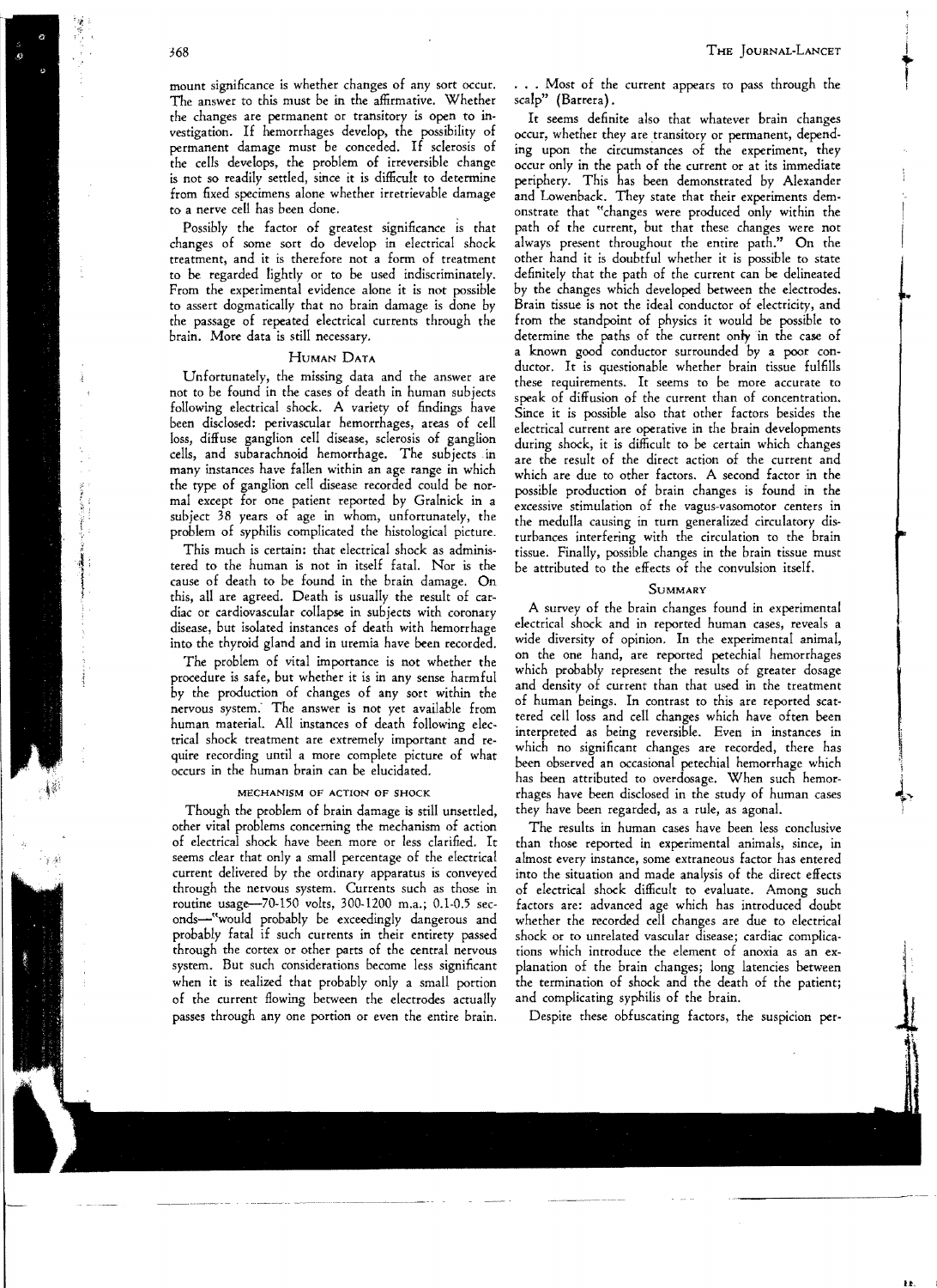mount significance is whether changes of any sort occur. The answer to this must be in the affirmative. Whether the changes are permanent or transitory is open to investigation. If hemorrhages develop, the possibility of permanent damage must be conceded. If sclerosis of the cells develops, the problem of irreversible change is not so readily settled, since it is difficult to determine from fixed specimens alone whether irretrievable damage to a nerve cell has been done.

Possibly the factor of greatest significance is that changes of some sort do develop in electrical shock treatment, and it is therefore not a form of treatment to be regarded lightly or to be used indiscriminately. From the experimental evidence alone it is not possible to assert dogmatically that no brain damage is done by the passage of repeated electrical currents through the brain. More data is still necessary.

## Human Data

Unfortunately, the missing data and the answer are not to be found in the cases of death in human subjects following electrical shock. A variety of findings have been disclosed: perivascular hemorrhages, areas of cell loss, diffuse ganglion cell disease, sclerosis of ganglion cells, and subarachnoid hemorrhage. The subjects in many instances have fallen within an age range in which the type of ganglion cell disease recorded could be normal except for one patient reported by Gralnick in a subject 38 years of age in whom, unfortunately, the problem of syphilis complicated the histological picture.

This much is certain: that electrical shock as administered to the human is not in itself fatal. Nor is the cause of death to be found in the brain damage. On this, all are agreed. Death is usually the result of cardiac or cardiovascular collapse in subjects with coronary disease, but isolated instances of death with hemorrhage into the thyroid gland and in uremia have been recorded.

The problem of vital importance is not whether the procedure is safe, but whether it is in any sense harmful by the production of changes of any sort within the nervous system. The answer is not yet available from human material. All instances of death following electrical shock treatment are extremely important and require recording until a more complete picture of what occurs in the human brain can be elucidated.

### Mechanism of Action of Shock

Though the problem of brain damage is still unsettled, other vital problems concerning the mechanism of action of electrical shock have been more or less clarified. It seems clear that only a small percentage of the electrical current delivered by the ordinary apparatus is conveyed through the nervous system. Currents such as those in routine usage—70-150 volts, 300-1200 m.a.; 0.1-0.5 seconds—"would probably be exceedingly dangerous and probably fatal if such currents in their entirety passed through the cortex or other parts of the central nervous system. But such considerations become less significant when it is realized that probably only a small portion of the current flowing between the electrodes actually passes through any one portion or even the entire brain. . . . Most of the current appears to pass through the scalp" (Barrera).

It seems definite also that whatever brain changes occur, whether they are transitory or permanent, depending upon the circumstances of the experiment, they occur only in the path of the current or at its immediate periphery. This has been demonstrated by Alexander and Lowenback. They state that their experiments demonstrate that "changes were produced only within the path of the current, but that these changes were not always present throughout the entire path." On the other hand it is doubtful whether it is possible to state definitely that the path of the current can be delineated by the changes which developed between the electrodes. Brain tissue is not the ideal conductor of electricity, and from the standpoint of physics it would be possible to determine the paths of the current only in the case of a known good conductor surrounded by a poor conductor. It is questionable whether brain tissue fulfills these requirements. It seems to be more accurate to speak of diffusion of the current than of concentration. Since it is possible also that other factors besides the electrical current are operative in the brain developments during shock, it is difficult to be certain which changes are the result of the direct action of the current and which are due to other factors. A second factor in the possible production of brain changes is found in the excessive stimulation of the vagus-vasomotor centers in the medulla causing in turn generalized circulatory disturbances interfering with the circulation to the brain tissue. Finally, possible changes in the brain tissue must be attributed to the effects of the convulsion itself.

## Summary

A survey of the brain changes found in experimental electrical shock and in reported human cases, reveals a wide diversity of opinion. In the experimental animal, on the one hand, are reported petechial hemorrhages which probably represent the results of greater dosage and density of current than that used in the treatment of human beings. In contrast to this are reported scattered cell loss and cell changes which have often been interpreted as being reversible. Even in instances in which no significant changes are recorded, there has been observed an occasional petechial hemorrhage which has been attributed to overdosage. When such hemorrhages have been disclosed in the study of human cases they have been regarded, as a rule, as agonal.

The results in human cases have been less conclusive than those reported in experimental animals, since, in almost every instance, some extraneous factor has entered into the situation and made analysis of the direct effects of electrical shock difficult to evaluate. Among such factors are: advanced age which has introduced doubt whether the recorded cell changes are due to electrical shock or to unrelated vascular disease; cardiac complications which introduce the element of anoxia as an explanation of the brain changes; long latencies between the termination of shock and the death of the patient; and complicating syphilis of the brain.

Despite these obfuscating factors, the suspicion per-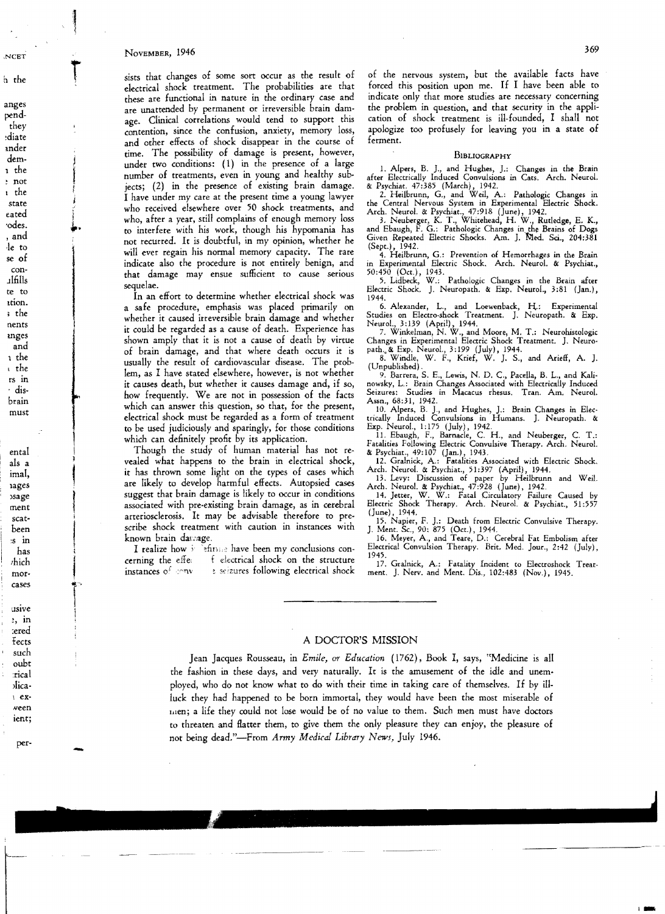sists that changes of some sort occur as the result of electrical shock treatment. The probabilities are that these are functional in nature in the ordinary case and are unattended by permanent or irreversible brain damage. Clinical correlations would tend to support this contention, since the confusion, anxiety, memory loss, and other effects of shock disappear in the course of time. The possibility of damage is present, however, under two conditions: (1) in the presence of a large number of treatments, even in young and healthy subjects; (2) in the presence of existing brain damage. I have under my care at the present time a young lawyer who received elsewhere over 50 shock treatments, and who, after a year, still complains of enough memory loss to interfere with his work, though his hypomania has not recurred. It is doubtful, in my opinion, whether he will ever regain his normal memory capacity. The rare indicate also the procedure is not entirely benign, and that damage may ensue sufficient to cause serious sequelae.

In an effort to determine whether electrical shock was a safe procedure, emphasis was placed primarily on whether it caused irreversible brain damage and whether it could be regarded as a cause of death. Experience has shown amply that it is not a cause of death by virtue of brain damage, and that where death occurs it is usually the result of cardiovascular disease. The problem, as I have stated elsewhere, however, is not whether it causes death, but whether it causes damage and, if so, how frequently. We are not in possession of the facts which can answer this question, so that, for the present, electrical shock must be regarded as a form of treatment to be used judiciously and sparingly, for those conditions which can definitely profit by its application.

Though the study of human material has not revealed what happens to the brain in electrical shock, it has thrown some light on the types of cases which are likely to develop harmful effects. Autopsied cases suggest that brain damage is likely to occur in conditions associated with pre-existing brain damage, as in cerebral arteriosclerosis. It may be advisable therefore to prescribe shock treatment with caution in instances with known brain damage.

I realize how i efinite have been my conclusions concerning the effe f electrical shock on the structure of the nervous system, but the available facts have forced this position upon me. If I have been able to indicate only that more studies are necessary concerning the problem in question, and that security in the application of shock treatment is ill-founded, I shall not apologize too profusely for leaving you in a state of ferment.

## Bibliography

1. Alpers, B. J., and Hughes, J.: Changes in the Brain after Electrically Induced Convulsions in Cats. Arch. Neurol. & Psychiat. 47:385 (March), 1942.
2. Heilbrunn, G., and Weil, A.: Pathologic Changes in the Central Nervous System in Experimental Electric Shock. Arch. Neurol. & Psychiat., 47:918 (June), 1942.
3. Neuberger, K. T., Whitehead, H. W., Rutledge, E. K., and Ebaugh, F. G.: Pathologic Changes in the Brains of Dogs Given Repeated Electric Shocks. Am. J. Med. Sci., 204:381 (Sept.), 1942.
4. Heilbrunn, G.: Prevention of Hemorrhages in the Brain in Experimental Electric Shock. Arch. Neurol. & Psychiat., 50:450 (Oct.), 1943.
5. Lidbeck, W.: Pathologic Changes in the Brain after Electric Shock. J. Neuropath. & Exp. Neurol., 3:81 (Jan.), 1944.
6. Alexander, L., and Loewenback, H.: Experimental Studies on Electro-shock Treatment. J. Neuropath. & Exp. Neurol., 3:139 (April), 1944.
7. Winkelman, N. W., and Moore, M. T.: Neurohistologic Changes in Experimental Electric Shock Treatment. J. Neuropath. & Exp. Neurol., 3:199 (July), 1944.
8. Windle, W. F., Krief, W. J. S., and Arieff, A. J. (Unpublished).
9. Barrera, S. E., Lewis, N. D. C., Pacella, B. L., and Kalinowsky, L.: Brain Changes Associated with Electrically Induced Seizures: Studies in Macacus rhesus. Tran. Am. Neurol. Assn., 68:31, 1942.
10. Alpers, B. J., and Hughes, J.: Brain Changes in Electrically Induced Convulsions in Humans. J. Neuropath. & Exp. Neurol., 1:175 (July), 1942.
11. Ebaugh, F., Barnacle, C. H., and Neuberger, C. T.: Fatalities Following Electric Convulsive Therapy. Arch. Neurol. & Psychiat., 49:107 (Jan.), 1943.
12. Gralnick, A.: Fatalities Associated with Electric Shock. Arch. Neurol. & Psychiat., 51:397 (April), 1944.
13. Levy: Discussion of paper by Heilbrunn and Weil. Arch. Neurol. & Psychiat., 47:928 (June), 1942.
14. Jetter, W. W.: Fatal Circulatory Failure Caused by Electric Shock Therapy. Arch. Neurol. & Psychiat., 51:557 (June), 1944.
15. Napier, F. J.: Death from Electric Convulsive Therapy. J. Ment. Sc., 90: 875 (Oct.), 1944.
16. Meyer, A., and Teare, D.: Cerebral Fat Embolism after Electrical Convulsion Therapy. Brit. Med. Jour., 2:42 (July), 1945.
17. Gralnick, A.: Fatality Incident to Electroshock Treatment. J. Nerv. and Ment. Dis., 102:483 (Nov.), 1945.

## A Doctor's Mission

Jean Jacques Rousseau, in *Emile, or Education* (1762), Book I, says, "Medicine is all the fashion in these days, and very naturally. It is the amusement of the idle and unemployed, who do not know what to do with their time in taking care of themselves. If by ill-luck they had happened to be born immortal, they would have been the most miserable of men; a life they could not lose would be of no value to them. Such men must have doctors to threaten and flatter them, to give them the only pleasure they can enjoy, the pleasure of not being dead."—From *Army Medical Library News*, July 1946.